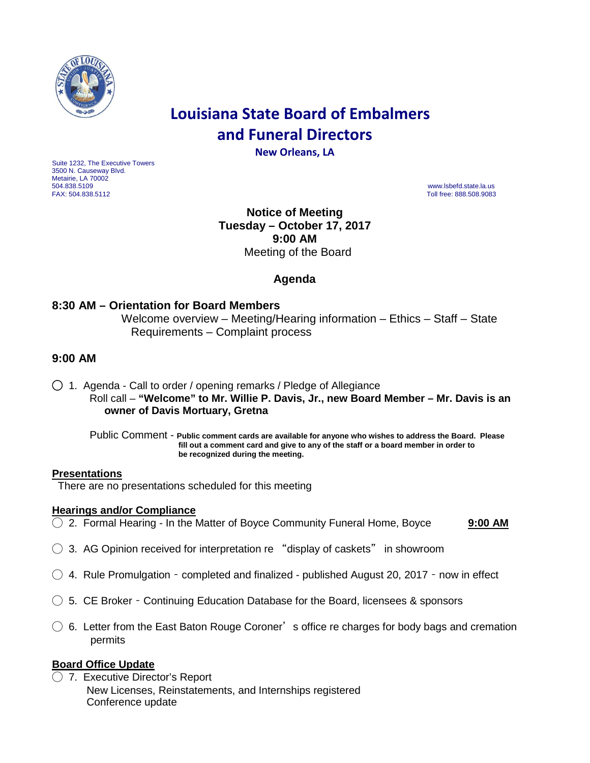# Louisiana State Board of Embalmers and Funeral Directors

**New Orleans, LA**

Suite 1232, The Executive Towers
3500 N. Causeway Blvd.
Metairie, LA 70002
504.838.5109
FAX: 504.838.5112

www.lsbefd.state.la.us
Toll free: 888.508.9083

**Notice of Meeting**
**Tuesday – October 17, 2017**
**9:00 AM**
Meeting of the Board

## Agenda

### 8:30 AM – Orientation for Board Members

Welcome overview – Meeting/Hearing information – Ethics – Staff – State Requirements – Complaint process

### 9:00 AM

◯ 1. Agenda - Call to order / opening remarks / Pledge of Allegiance
Roll call – **"Welcome" to Mr. Willie P. Davis, Jr., new Board Member – Mr. Davis is an owner of Davis Mortuary, Gretna**

Public Comment - **Public comment cards are available for anyone who wishes to address the Board. Please fill out a comment card and give to any of the staff or a board member in order to be recognized during the meeting.**

**Presentations**

There are no presentations scheduled for this meeting

**Hearings and/or Compliance**

◯ 2. Formal Hearing - In the Matter of Boyce Community Funeral Home, Boyce **9:00 AM**

◯ 3. AG Opinion received for interpretation re "display of caskets" in showroom

◯ 4. Rule Promulgation - completed and finalized - published August 20, 2017 - now in effect

◯ 5. CE Broker - Continuing Education Database for the Board, licensees & sponsors

◯ 6. Letter from the East Baton Rouge Coroner's office re charges for body bags and cremation permits

**Board Office Update**

◯ 7. Executive Director's Report
New Licenses, Reinstatements, and Internships registered
Conference update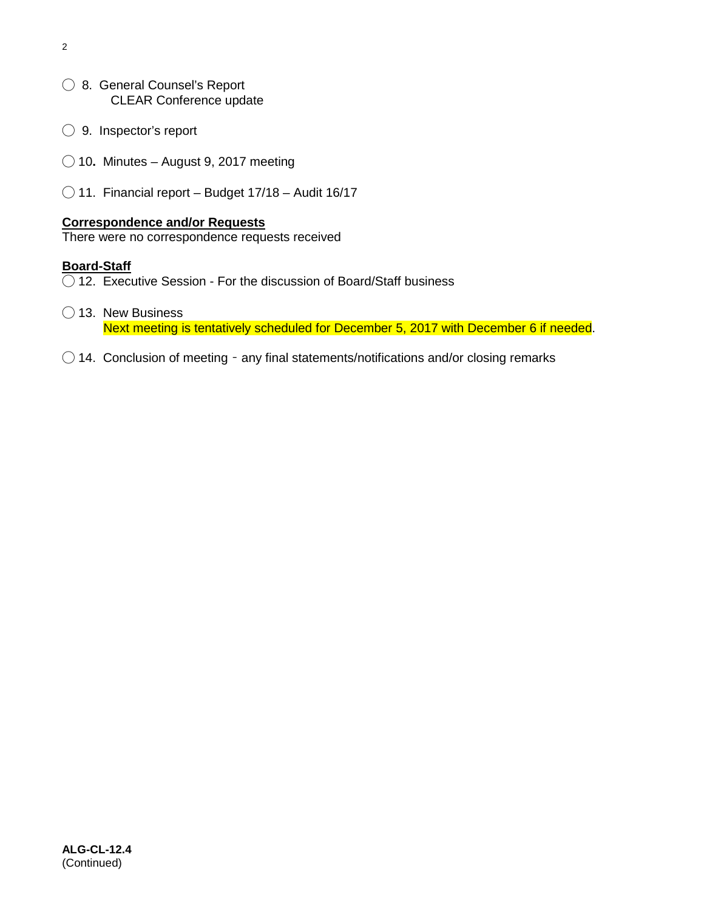◯ 8. General Counsel's Report
CLEAR Conference update

◯ 9. Inspector's report

◯ 10**.** Minutes – August 9, 2017 meeting

◯ 11. Financial report – Budget 17/18 – Audit 16/17

**Correspondence and/or Requests**
There were no correspondence requests received

**Board-Staff**
◯ 12. Executive Session - For the discussion of Board/Staff business

◯ 13. New Business
Next meeting is tentatively scheduled for December 5, 2017 with December 6 if needed.

◯ 14. Conclusion of meeting – any final statements/notifications and/or closing remarks

**ALG-CL-12.4**
(Continued)